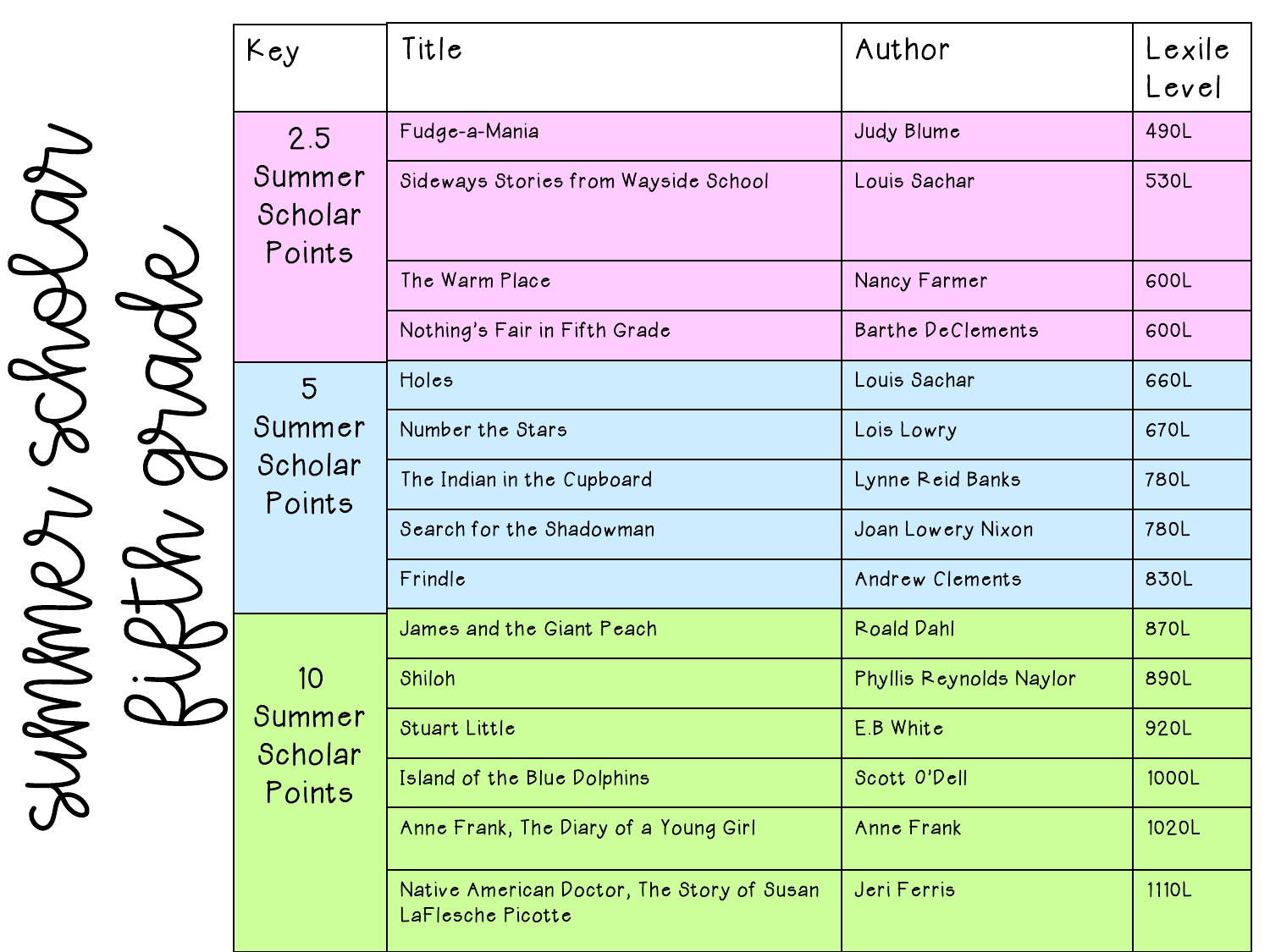# Summer Scholar Fifth Grade

| Key | Title | Author | Lexile Level |
|---|---|---|---|
| 2.5 Summer Scholar Points | Fudge-a-Mania | Judy Blume | 490L |
| | Sideways Stories from Wayside School | Louis Sachar | 530L |
| | The Warm Place | Nancy Farmer | 600L |
| | Nothing's Fair in Fifth Grade | Barthe DeClements | 600L |
| 5 Summer Scholar Points | Holes | Louis Sachar | 660L |
| | Number the Stars | Lois Lowry | 670L |
| | The Indian in the Cupboard | Lynne Reid Banks | 780L |
| | Search for the Shadowman | Joan Lowery Nixon | 780L |
| | Frindle | Andrew Clements | 830L |
| 10 Summer Scholar Points | James and the Giant Peach | Roald Dahl | 870L |
| | Shiloh | Phyllis Reynolds Naylor | 890L |
| | Stuart Little | E.B White | 920L |
| | Island of the Blue Dolphins | Scott O'Dell | 1000L |
| | Anne Frank, The Diary of a Young Girl | Anne Frank | 1020L |
| | Native American Doctor, The Story of Susan LaFlesche Picotte | Jeri Ferris | 1110L |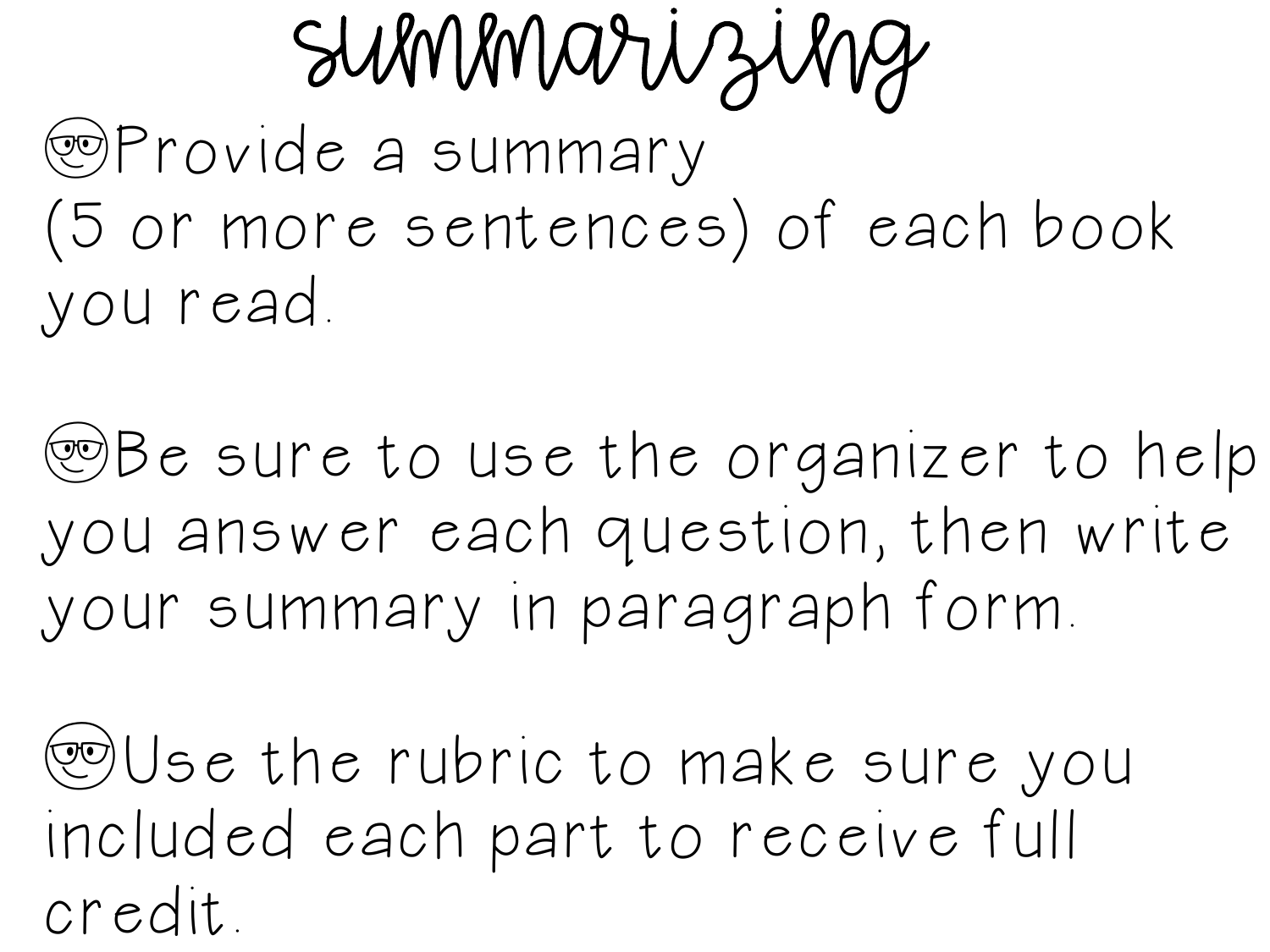# summarizing

- 🤓Provide a summary (5 or more sentences) of each book you read.
- 🤓Be sure to use the organizer to help you answer each question, then write your summary in paragraph form.
- 🤓Use the rubric to make sure you included each part to receive full credit.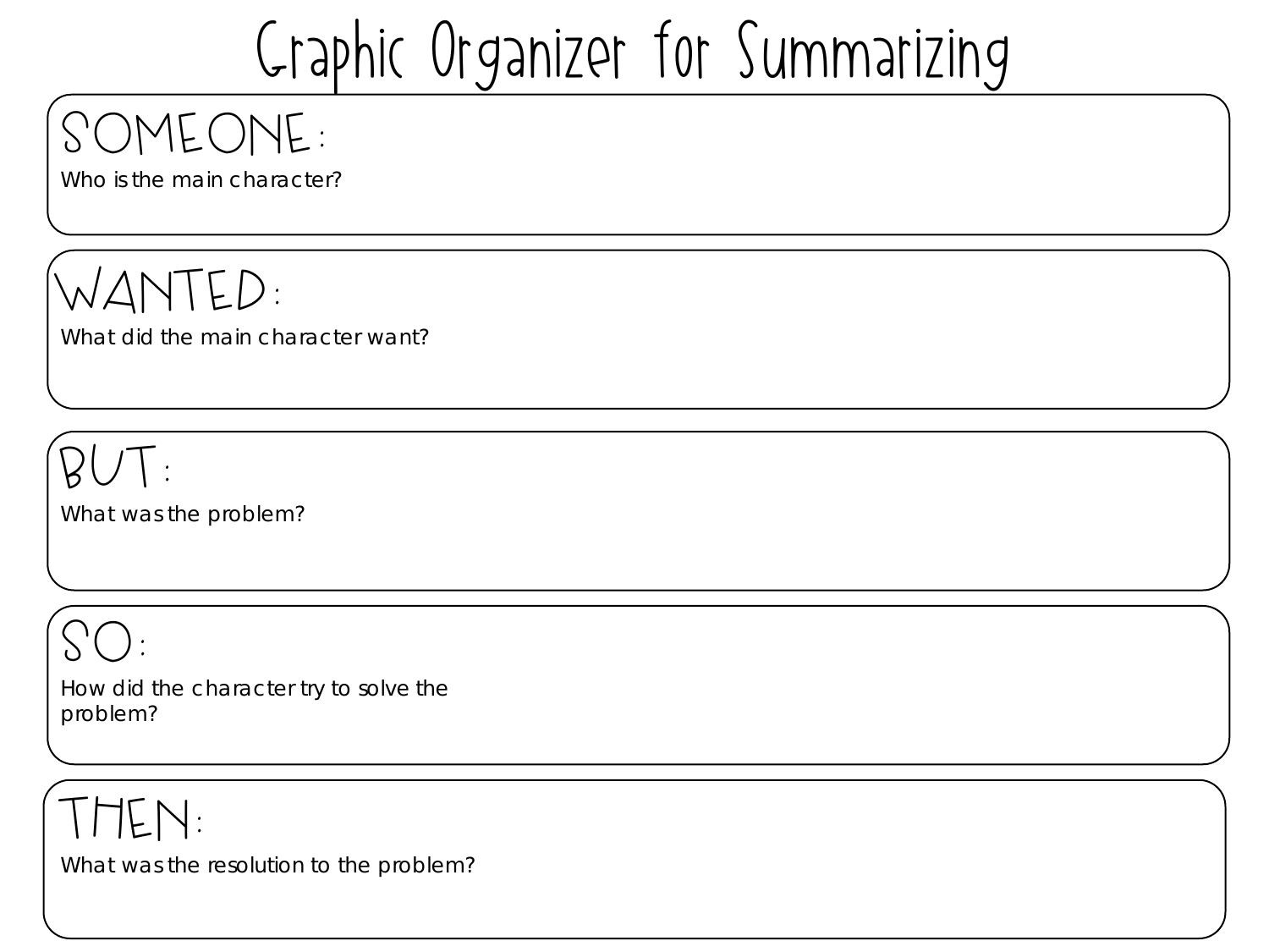# Graphic Organizer for Summarizing

## SOMEONE:

Who is the main character?

## WANTED:

What did the main character want?

## BUT:

What was the problem?

## SO:

How did the character try to solve the problem?

## THEN:

What was the resolution to the problem?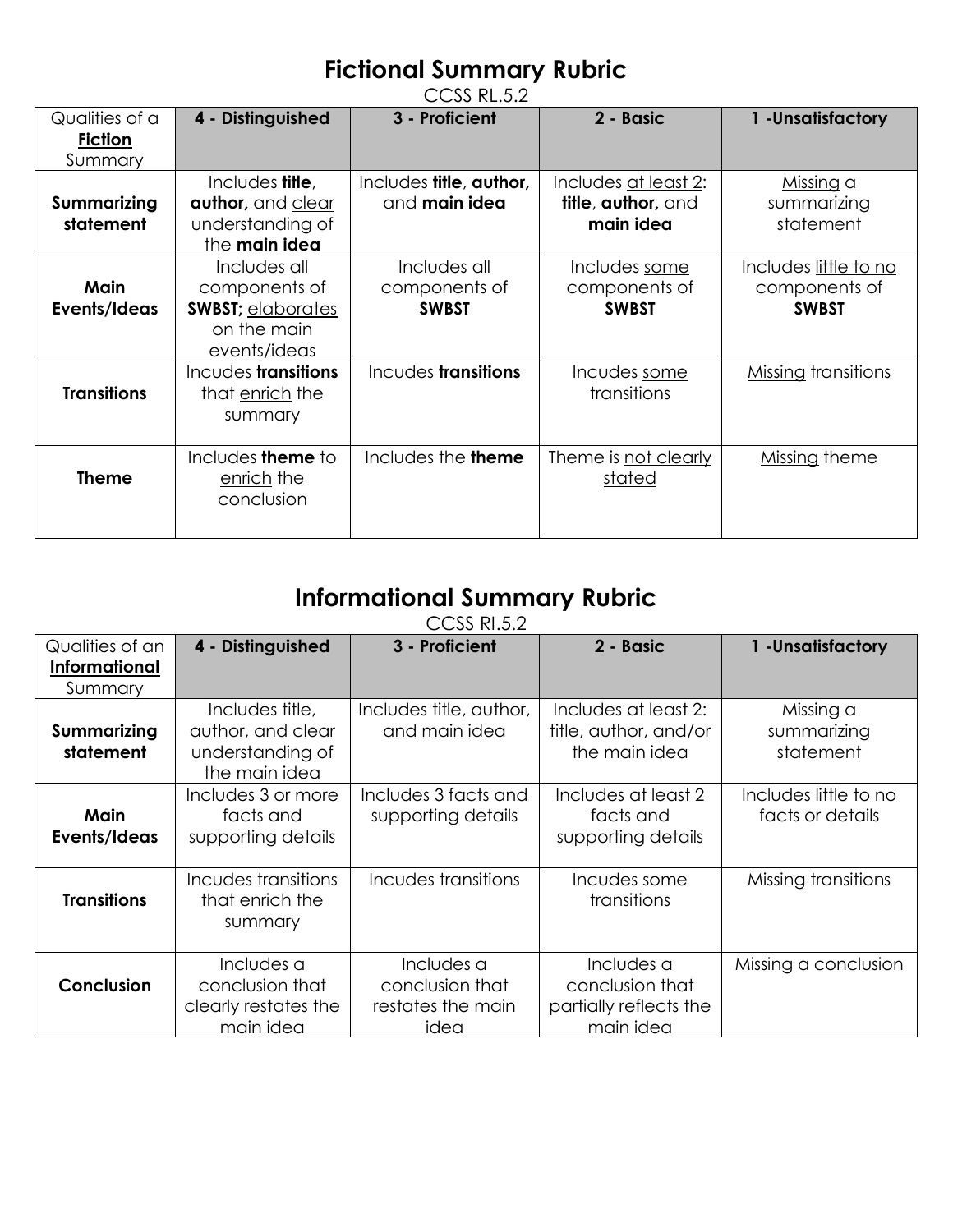# Fictional Summary Rubric

CCSS RL.5.2

| Qualities of a **Fiction** Summary | 4 - Distinguished | 3 - Proficient | 2 - Basic | 1 -Unsatisfactory |
|---|---|---|---|---|
| **Summarizing statement** | Includes **title**, **author,** and clear understanding of the **main idea** | Includes **title**, **author,** and **main idea** | Includes at least 2: **title**, **author,** and **main idea** | Missing a summarizing statement |
| **Main Events/Ideas** | Includes all components of **SWBST;** elaborates on the main events/ideas | Includes all components of **SWBST** | Includes some components of **SWBST** | Includes little to no components of **SWBST** |
| **Transitions** | Incudes **transitions** that enrich the summary | Incudes **transitions** | Incudes some transitions | Missing transitions |
| **Theme** | Includes **theme** to enrich the conclusion | Includes the **theme** | Theme is not clearly stated | Missing theme |

# Informational Summary Rubric

CCSS RI.5.2

| Qualities of an **Informational** Summary | 4 - Distinguished | 3 - Proficient | 2 - Basic | 1 -Unsatisfactory |
|---|---|---|---|---|
| **Summarizing statement** | Includes title, author, and clear understanding of the main idea | Includes title, author, and main idea | Includes at least 2: title, author, and/or the main idea | Missing a summarizing statement |
| **Main Events/Ideas** | Includes 3 or more facts and supporting details | Includes 3 facts and supporting details | Includes at least 2 facts and supporting details | Includes little to no facts or details |
| **Transitions** | Incudes transitions that enrich the summary | Incudes transitions | Incudes some transitions | Missing transitions |
| **Conclusion** | Includes a conclusion that clearly restates the main idea | Includes a conclusion that restates the main idea | Includes a conclusion that partially reflects the main idea | Missing a conclusion |